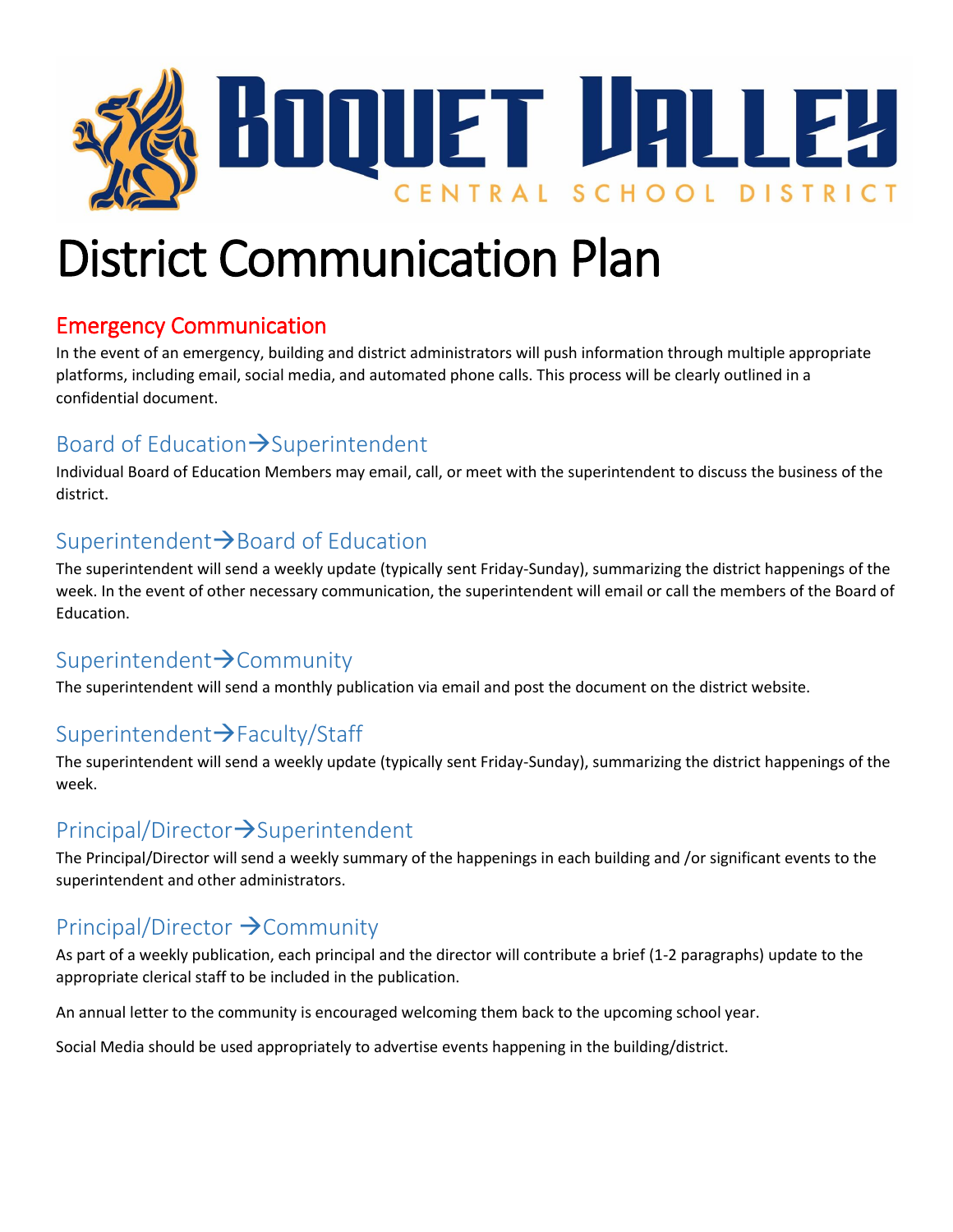# Boquet Valley Central School District

# District Communication Plan

## Emergency Communication

In the event of an emergency, building and district administrators will push information through multiple appropriate platforms, including email, social media, and automated phone calls. This process will be clearly outlined in a confidential document.

## Board of Education→Superintendent

Individual Board of Education Members may email, call, or meet with the superintendent to discuss the business of the district.

## Superintendent→Board of Education

The superintendent will send a weekly update (typically sent Friday-Sunday), summarizing the district happenings of the week. In the event of other necessary communication, the superintendent will email or call the members of the Board of Education.

## Superintendent→Community

The superintendent will send a monthly publication via email and post the document on the district website.

## Superintendent→Faculty/Staff

The superintendent will send a weekly update (typically sent Friday-Sunday), summarizing the district happenings of the week.

## Principal/Director→Superintendent

The Principal/Director will send a weekly summary of the happenings in each building and /or significant events to the superintendent and other administrators.

## Principal/Director →Community

As part of a weekly publication, each principal and the director will contribute a brief (1-2 paragraphs) update to the appropriate clerical staff to be included in the publication.

An annual letter to the community is encouraged welcoming them back to the upcoming school year.

Social Media should be used appropriately to advertise events happening in the building/district.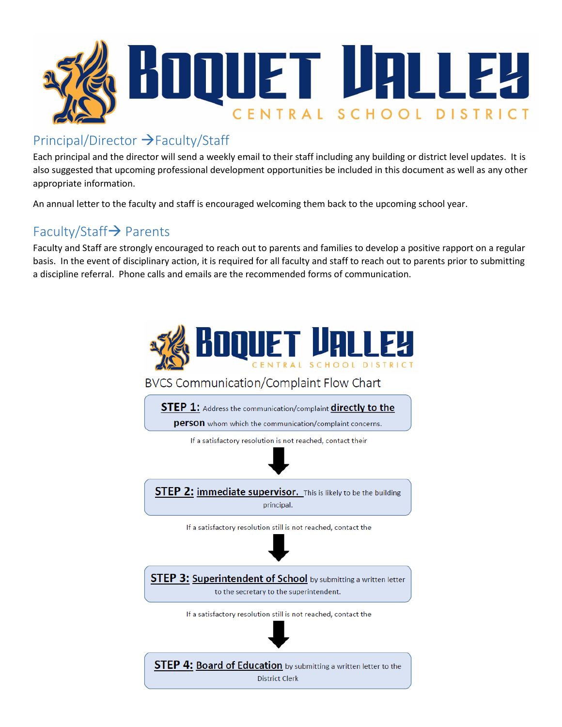# Boquet Valley

CENTRAL SCHOOL DISTRICT

## Principal/Director → Faculty/Staff

Each principal and the director will send a weekly email to their staff including any building or district level updates. It is also suggested that upcoming professional development opportunities be included in this document as well as any other appropriate information.

An annual letter to the faculty and staff is encouraged welcoming them back to the upcoming school year.

## Faculty/Staff → Parents

Faculty and Staff are strongly encouraged to reach out to parents and families to develop a positive rapport on a regular basis. In the event of disciplinary action, it is required for all faculty and staff to reach out to parents prior to submitting a discipline referral. Phone calls and emails are the recommended forms of communication.

# Boquet Valley

CENTRAL SCHOOL DISTRICT

BVCS Communication/Complaint Flow Chart

**STEP 1:** Address the communication/complaint **directly to the person** whom which the communication/complaint concerns.

If a satisfactory resolution is not reached, contact their

↓

**STEP 2:** **immediate supervisor.** This is likely to be the building principal.

If a satisfactory resolution still is not reached, contact the

↓

**STEP 3:** **Superintendent of School** by submitting a written letter to the secretary to the superintendent.

If a satisfactory resolution still is not reached, contact the

↓

**STEP 4:** **Board of Education** by submitting a written letter to the District Clerk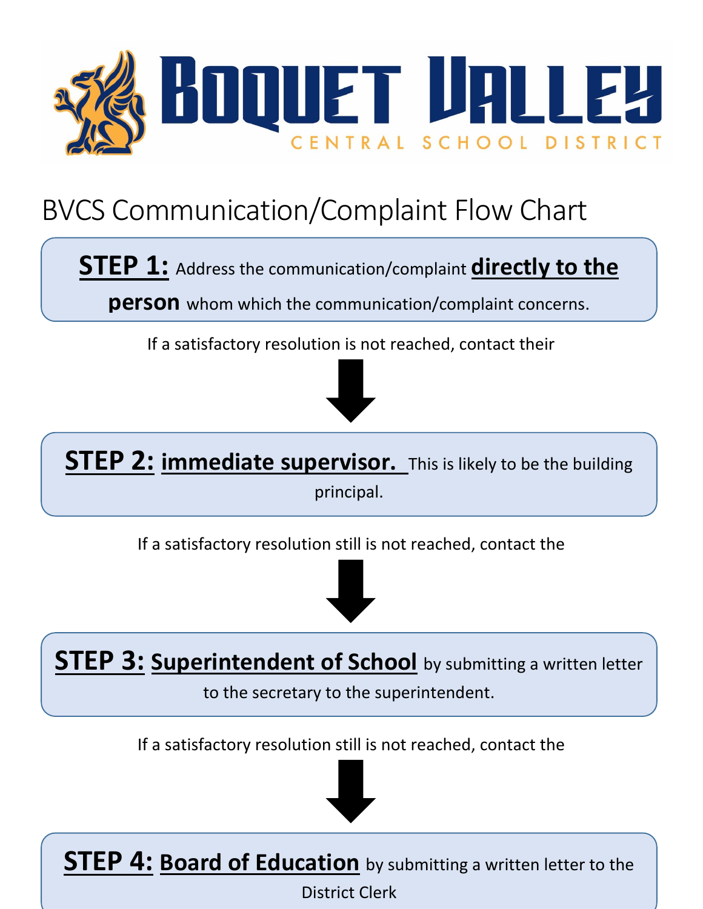# BOQUET VALLEY

CENTRAL SCHOOL DISTRICT

## BVCS Communication/Complaint Flow Chart

**STEP 1:** Address the communication/complaint **directly to the person** whom which the communication/complaint concerns.

If a satisfactory resolution is not reached, contact their

↓

**STEP 2: immediate supervisor.** This is likely to be the building principal.

If a satisfactory resolution still is not reached, contact the

↓

**STEP 3: Superintendent of School** by submitting a written letter to the secretary to the superintendent.

If a satisfactory resolution still is not reached, contact the

↓

**STEP 4: Board of Education** by submitting a written letter to the District Clerk